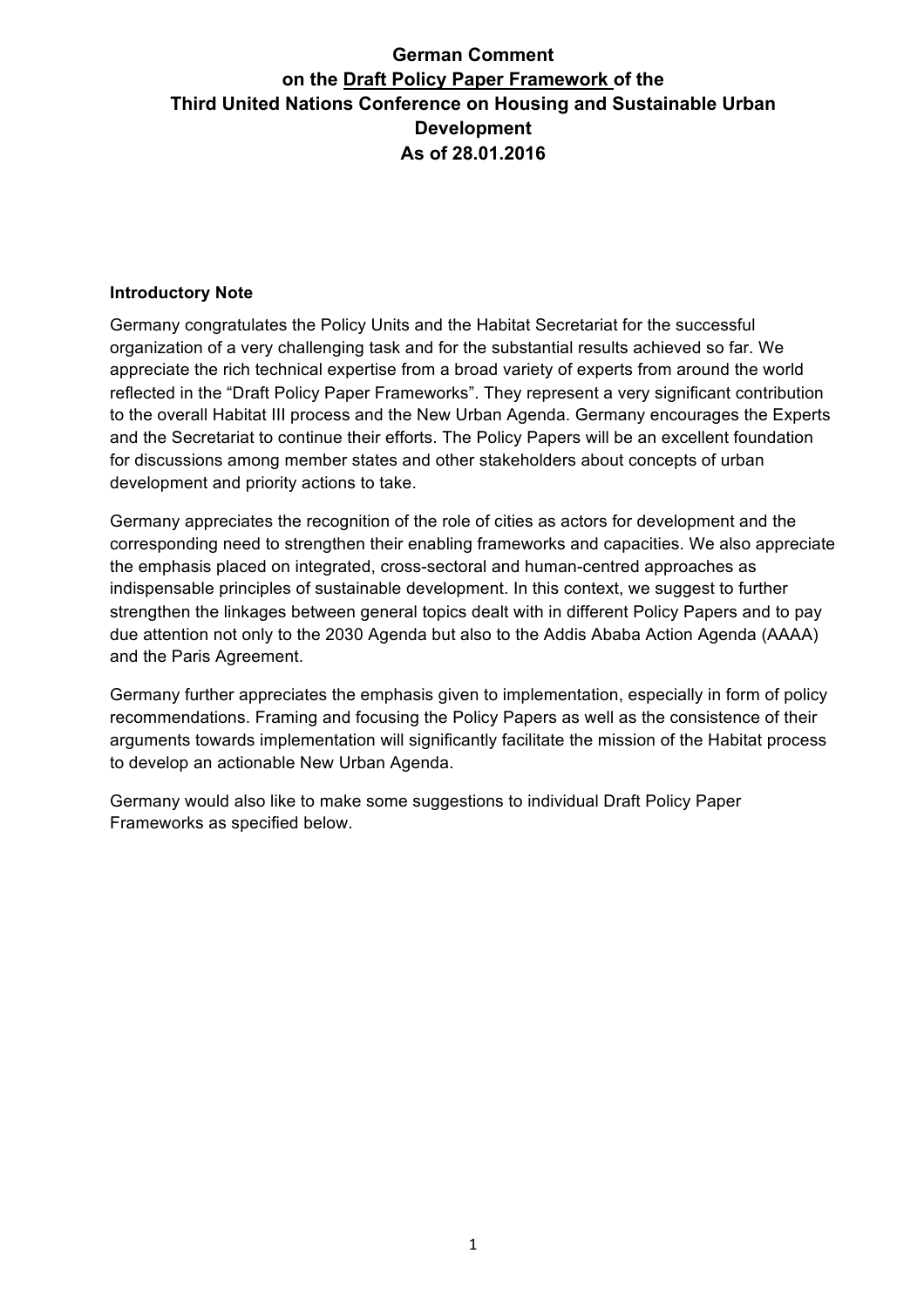# German Comment on the <u>Draft Policy Paper Framework</u> of the Third United Nations Conference on Housing and Sustainable Urban Development As of 28.01.2016

**Introductory Note**

Germany congratulates the Policy Units and the Habitat Secretariat for the successful organization of a very challenging task and for the substantial results achieved so far. We appreciate the rich technical expertise from a broad variety of experts from around the world reflected in the "Draft Policy Paper Frameworks". They represent a very significant contribution to the overall Habitat III process and the New Urban Agenda. Germany encourages the Experts and the Secretariat to continue their efforts. The Policy Papers will be an excellent foundation for discussions among member states and other stakeholders about concepts of urban development and priority actions to take.

Germany appreciates the recognition of the role of cities as actors for development and the corresponding need to strengthen their enabling frameworks and capacities. We also appreciate the emphasis placed on integrated, cross-sectoral and human-centred approaches as indispensable principles of sustainable development. In this context, we suggest to further strengthen the linkages between general topics dealt with in different Policy Papers and to pay due attention not only to the 2030 Agenda but also to the Addis Ababa Action Agenda (AAAA) and the Paris Agreement.

Germany further appreciates the emphasis given to implementation, especially in form of policy recommendations. Framing and focusing the Policy Papers as well as the consistence of their arguments towards implementation will significantly facilitate the mission of the Habitat process to develop an actionable New Urban Agenda.

Germany would also like to make some suggestions to individual Draft Policy Paper Frameworks as specified below.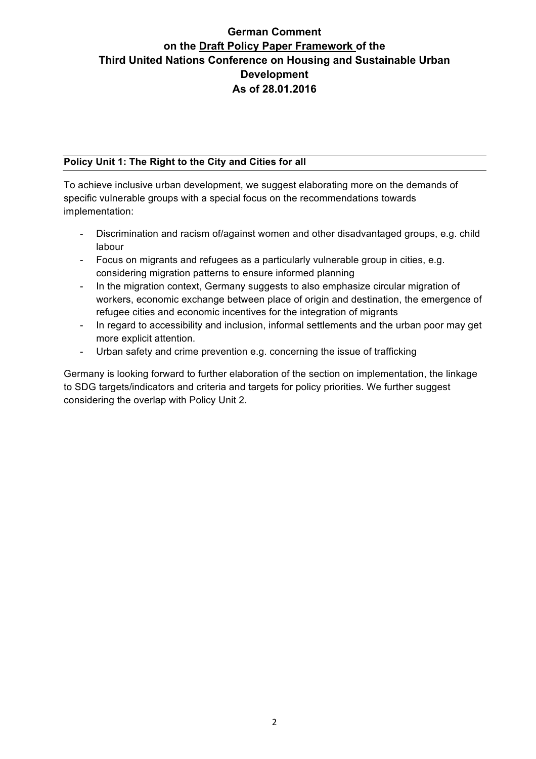# German Comment on the Draft Policy Paper Framework of the Third United Nations Conference on Housing and Sustainable Urban Development As of 28.01.2016

## Policy Unit 1: The Right to the City and Cities for all

To achieve inclusive urban development, we suggest elaborating more on the demands of specific vulnerable groups with a special focus on the recommendations towards implementation:

- Discrimination and racism of/against women and other disadvantaged groups, e.g. child labour
- Focus on migrants and refugees as a particularly vulnerable group in cities, e.g. considering migration patterns to ensure informed planning
- In the migration context, Germany suggests to also emphasize circular migration of workers, economic exchange between place of origin and destination, the emergence of refugee cities and economic incentives for the integration of migrants
- In regard to accessibility and inclusion, informal settlements and the urban poor may get more explicit attention.
- Urban safety and crime prevention e.g. concerning the issue of trafficking

Germany is looking forward to further elaboration of the section on implementation, the linkage to SDG targets/indicators and criteria and targets for policy priorities. We further suggest considering the overlap with Policy Unit 2.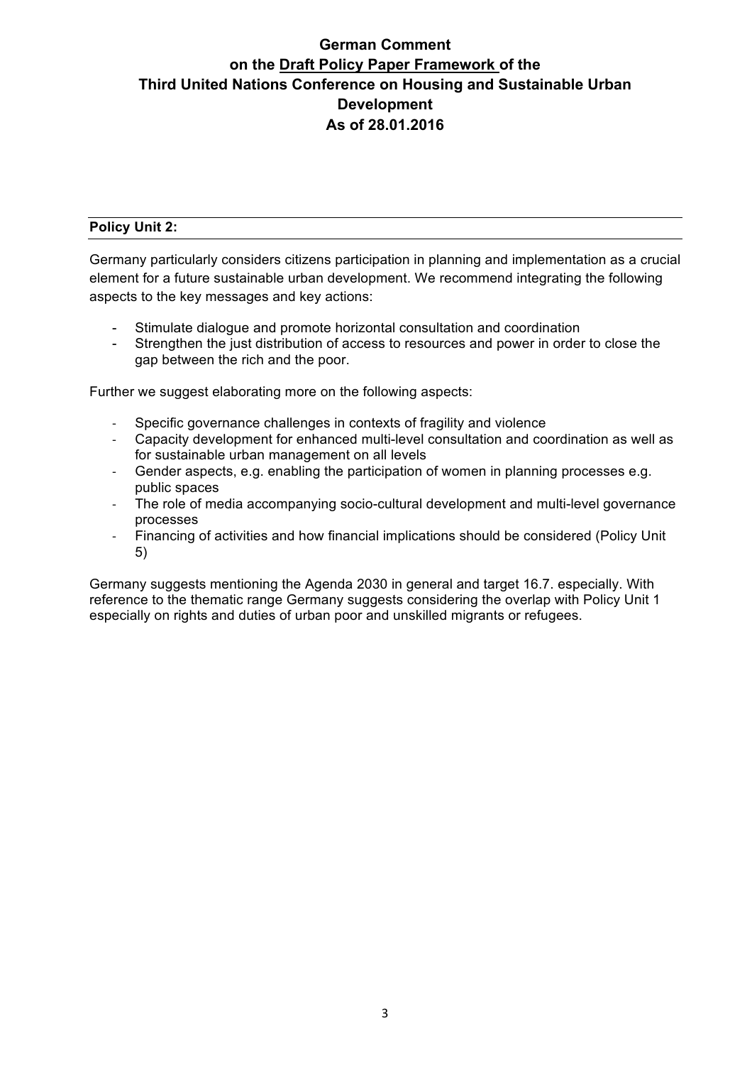# German Comment on the <u>Draft Policy Paper Framework</u> of the Third United Nations Conference on Housing and Sustainable Urban Development As of 28.01.2016

**Policy Unit 2:**

Germany particularly considers citizens participation in planning and implementation as a crucial element for a future sustainable urban development. We recommend integrating the following aspects to the key messages and key actions:

- Stimulate dialogue and promote horizontal consultation and coordination
- Strengthen the just distribution of access to resources and power in order to close the gap between the rich and the poor.

Further we suggest elaborating more on the following aspects:

- Specific governance challenges in contexts of fragility and violence
- Capacity development for enhanced multi-level consultation and coordination as well as for sustainable urban management on all levels
- Gender aspects, e.g. enabling the participation of women in planning processes e.g. public spaces
- The role of media accompanying socio-cultural development and multi-level governance processes
- Financing of activities and how financial implications should be considered (Policy Unit 5)

Germany suggests mentioning the Agenda 2030 in general and target 16.7. especially. With reference to the thematic range Germany suggests considering the overlap with Policy Unit 1 especially on rights and duties of urban poor and unskilled migrants or refugees.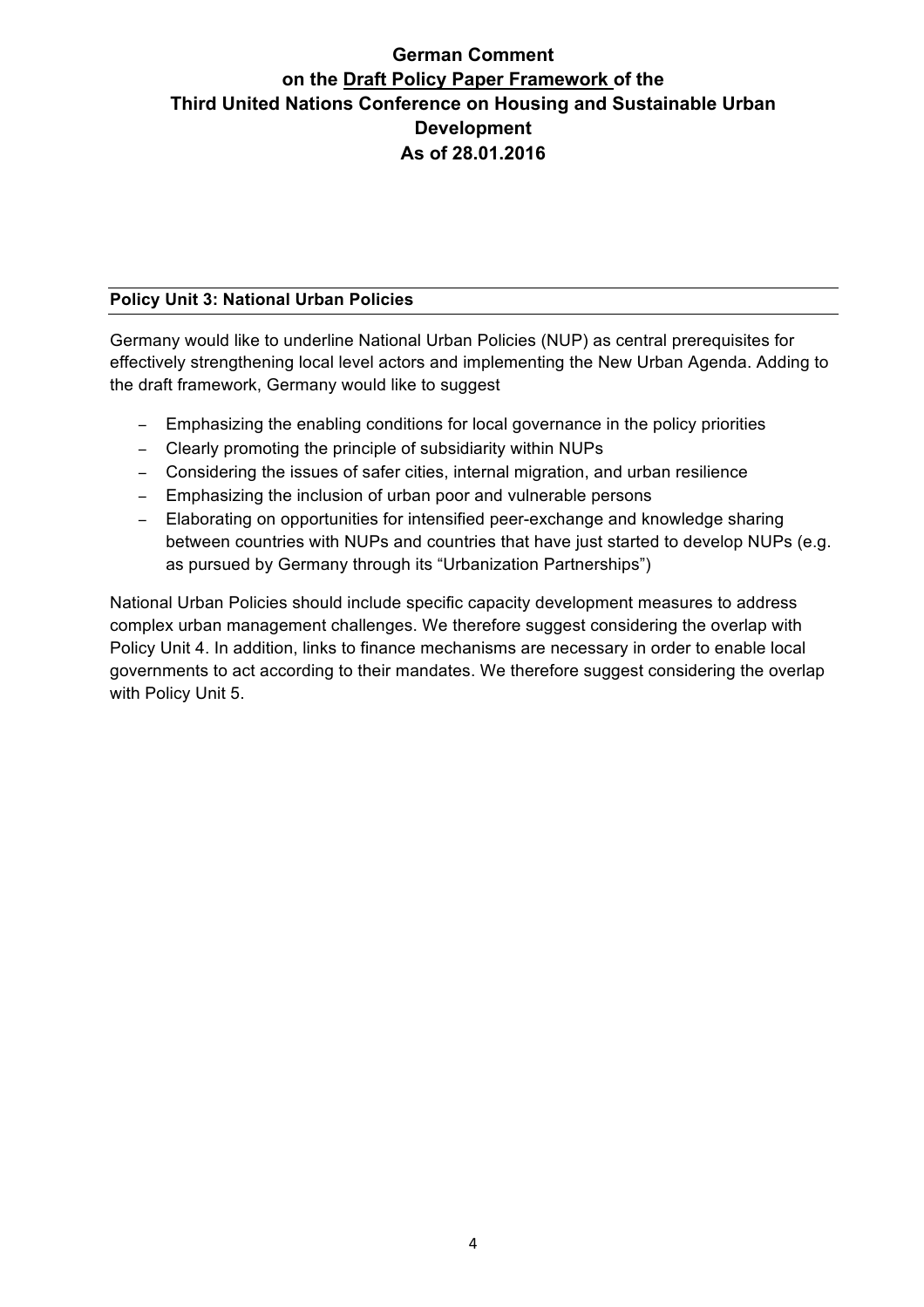# German Comment on the Draft Policy Paper Framework of the Third United Nations Conference on Housing and Sustainable Urban Development As of 28.01.2016

## Policy Unit 3: National Urban Policies

Germany would like to underline National Urban Policies (NUP) as central prerequisites for effectively strengthening local level actors and implementing the New Urban Agenda. Adding to the draft framework, Germany would like to suggest

- Emphasizing the enabling conditions for local governance in the policy priorities
- Clearly promoting the principle of subsidiarity within NUPs
- Considering the issues of safer cities, internal migration, and urban resilience
- Emphasizing the inclusion of urban poor and vulnerable persons
- Elaborating on opportunities for intensified peer-exchange and knowledge sharing between countries with NUPs and countries that have just started to develop NUPs (e.g. as pursued by Germany through its "Urbanization Partnerships")

National Urban Policies should include specific capacity development measures to address complex urban management challenges. We therefore suggest considering the overlap with Policy Unit 4. In addition, links to finance mechanisms are necessary in order to enable local governments to act according to their mandates. We therefore suggest considering the overlap with Policy Unit 5.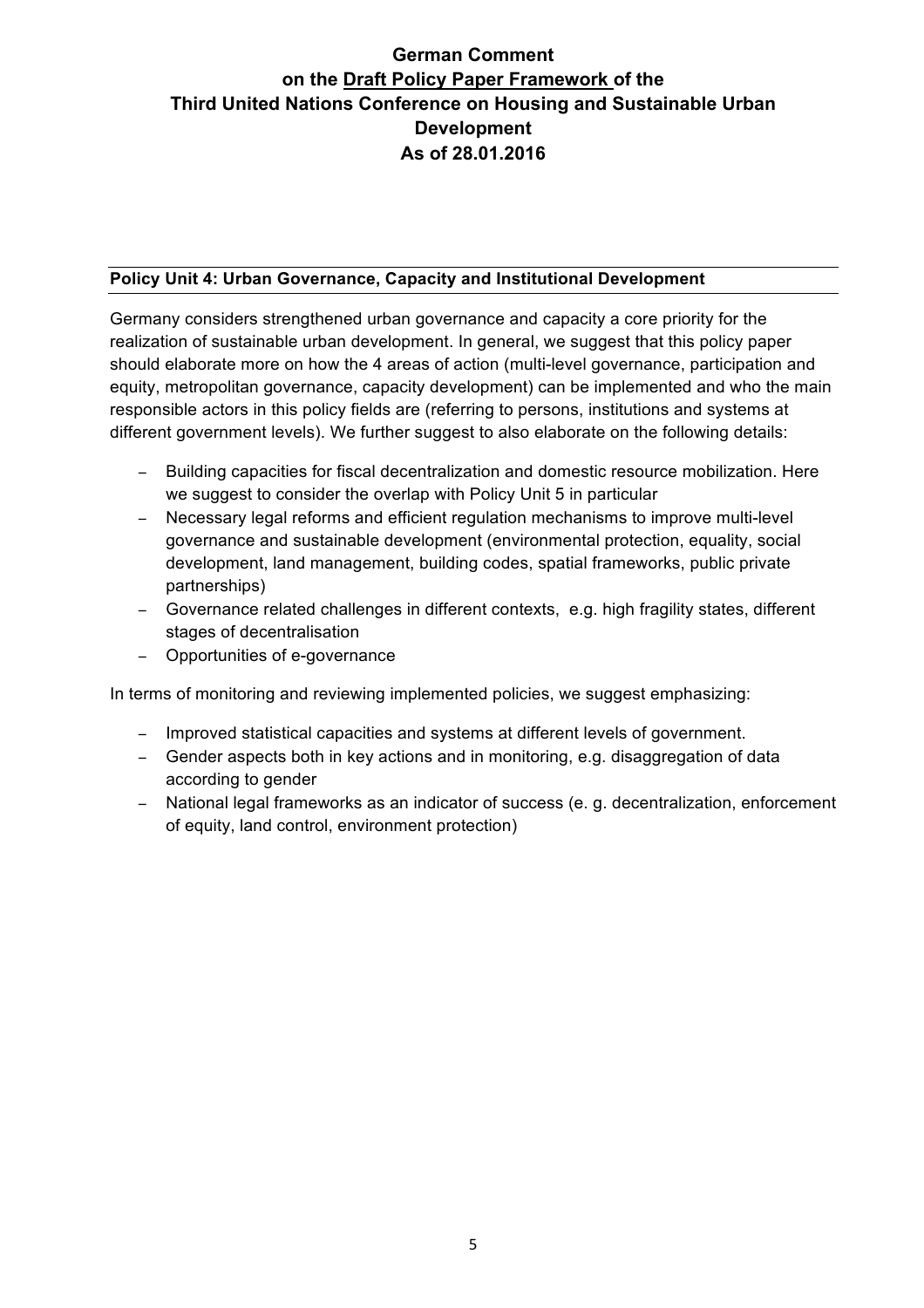# German Comment on the Draft Policy Paper Framework of the Third United Nations Conference on Housing and Sustainable Urban Development As of 28.01.2016

## Policy Unit 4: Urban Governance, Capacity and Institutional Development

Germany considers strengthened urban governance and capacity a core priority for the realization of sustainable urban development. In general, we suggest that this policy paper should elaborate more on how the 4 areas of action (multi-level governance, participation and equity, metropolitan governance, capacity development) can be implemented and who the main responsible actors in this policy fields are (referring to persons, institutions and systems at different government levels). We further suggest to also elaborate on the following details:

- Building capacities for fiscal decentralization and domestic resource mobilization. Here we suggest to consider the overlap with Policy Unit 5 in particular
- Necessary legal reforms and efficient regulation mechanisms to improve multi-level governance and sustainable development (environmental protection, equality, social development, land management, building codes, spatial frameworks, public private partnerships)
- Governance related challenges in different contexts, e.g. high fragility states, different stages of decentralisation
- Opportunities of e-governance

In terms of monitoring and reviewing implemented policies, we suggest emphasizing:

- Improved statistical capacities and systems at different levels of government.
- Gender aspects both in key actions and in monitoring, e.g. disaggregation of data according to gender
- National legal frameworks as an indicator of success (e. g. decentralization, enforcement of equity, land control, environment protection)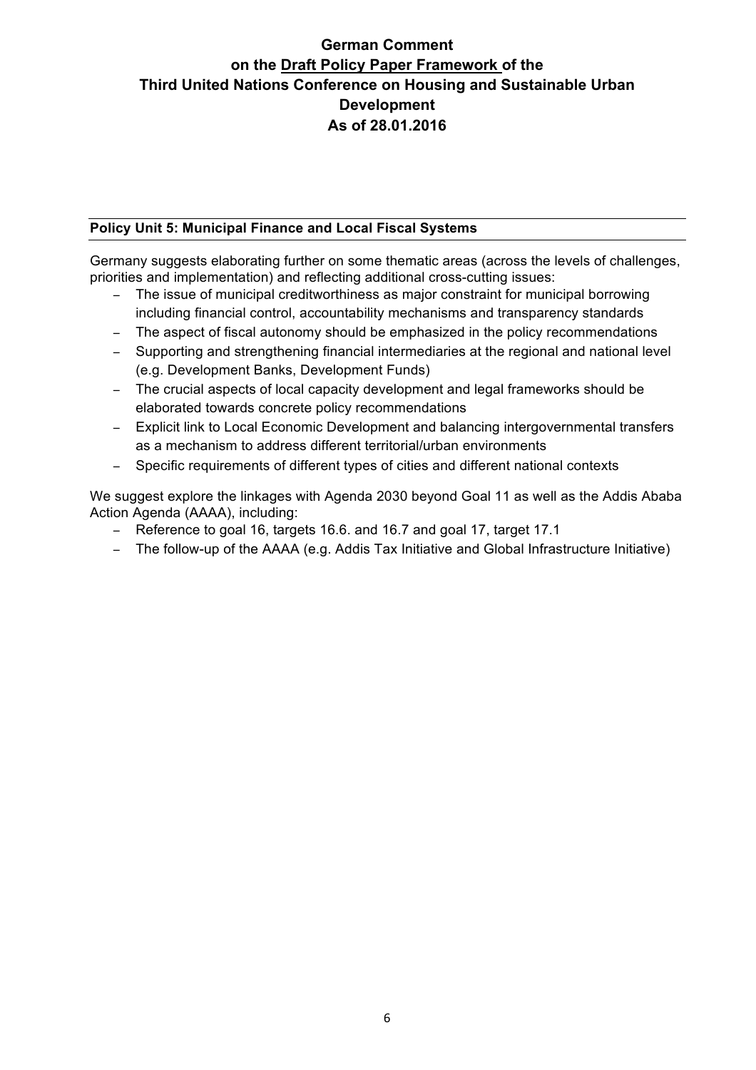**German Comment on the Draft Policy Paper Framework of the Third United Nations Conference on Housing and Sustainable Urban Development As of 28.01.2016**

## Policy Unit 5: Municipal Finance and Local Fiscal Systems

Germany suggests elaborating further on some thematic areas (across the levels of challenges, priorities and implementation) and reflecting additional cross-cutting issues:

- The issue of municipal creditworthiness as major constraint for municipal borrowing including financial control, accountability mechanisms and transparency standards
- The aspect of fiscal autonomy should be emphasized in the policy recommendations
- Supporting and strengthening financial intermediaries at the regional and national level (e.g. Development Banks, Development Funds)
- The crucial aspects of local capacity development and legal frameworks should be elaborated towards concrete policy recommendations
- Explicit link to Local Economic Development and balancing intergovernmental transfers as a mechanism to address different territorial/urban environments
- Specific requirements of different types of cities and different national contexts

We suggest explore the linkages with Agenda 2030 beyond Goal 11 as well as the Addis Ababa Action Agenda (AAAA), including:

- Reference to goal 16, targets 16.6. and 16.7 and goal 17, target 17.1
- The follow-up of the AAAA (e.g. Addis Tax Initiative and Global Infrastructure Initiative)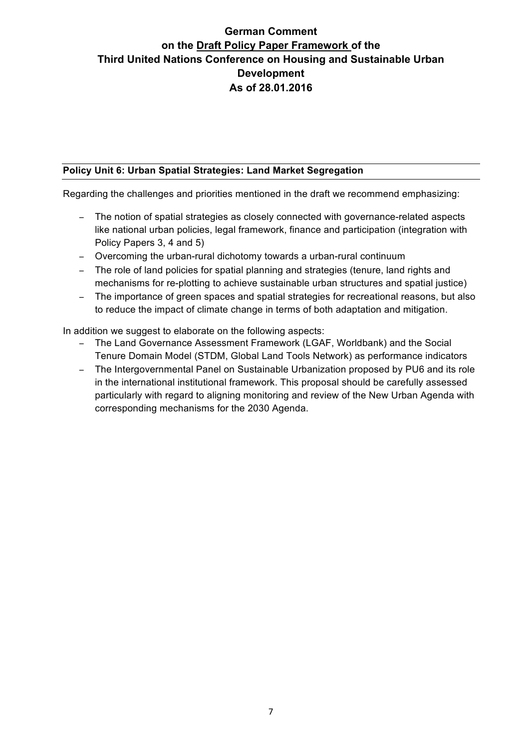# German Comment on the Draft Policy Paper Framework of the Third United Nations Conference on Housing and Sustainable Urban Development As of 28.01.2016

## Policy Unit 6: Urban Spatial Strategies: Land Market Segregation

Regarding the challenges and priorities mentioned in the draft we recommend emphasizing:

- The notion of spatial strategies as closely connected with governance-related aspects like national urban policies, legal framework, finance and participation (integration with Policy Papers 3, 4 and 5)
- Overcoming the urban-rural dichotomy towards a urban-rural continuum
- The role of land policies for spatial planning and strategies (tenure, land rights and mechanisms for re-plotting to achieve sustainable urban structures and spatial justice)
- The importance of green spaces and spatial strategies for recreational reasons, but also to reduce the impact of climate change in terms of both adaptation and mitigation.

In addition we suggest to elaborate on the following aspects:

- The Land Governance Assessment Framework (LGAF, Worldbank) and the Social Tenure Domain Model (STDM, Global Land Tools Network) as performance indicators
- The Intergovernmental Panel on Sustainable Urbanization proposed by PU6 and its role in the international institutional framework. This proposal should be carefully assessed particularly with regard to aligning monitoring and review of the New Urban Agenda with corresponding mechanisms for the 2030 Agenda.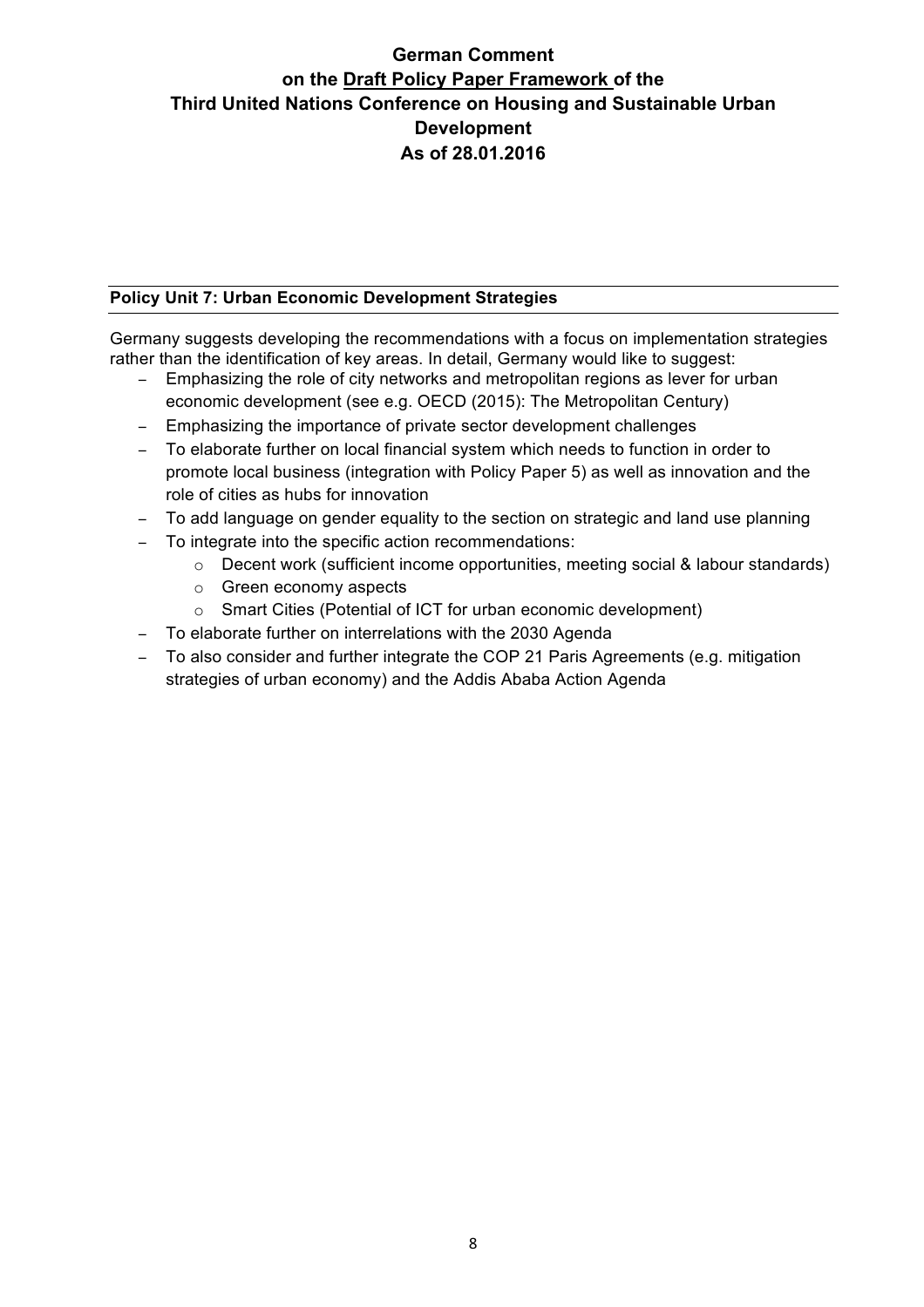# German Comment on the Draft Policy Paper Framework of the Third United Nations Conference on Housing and Sustainable Urban Development As of 28.01.2016

## Policy Unit 7: Urban Economic Development Strategies

Germany suggests developing the recommendations with a focus on implementation strategies rather than the identification of key areas. In detail, Germany would like to suggest:

- Emphasizing the role of city networks and metropolitan regions as lever for urban economic development (see e.g. OECD (2015): The Metropolitan Century)
- Emphasizing the importance of private sector development challenges
- To elaborate further on local financial system which needs to function in order to promote local business (integration with Policy Paper 5) as well as innovation and the role of cities as hubs for innovation
- To add language on gender equality to the section on strategic and land use planning
- To integrate into the specific action recommendations:
  - Decent work (sufficient income opportunities, meeting social & labour standards)
  - Green economy aspects
  - Smart Cities (Potential of ICT for urban economic development)
- To elaborate further on interrelations with the 2030 Agenda
- To also consider and further integrate the COP 21 Paris Agreements (e.g. mitigation strategies of urban economy) and the Addis Ababa Action Agenda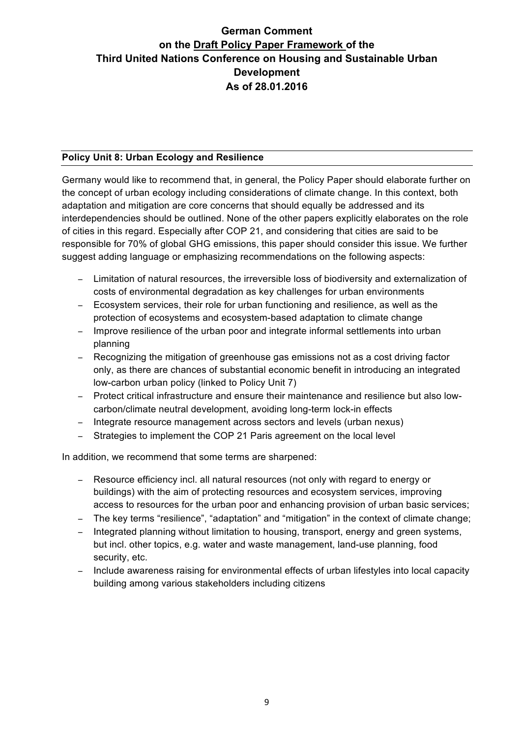# German Comment on the Draft Policy Paper Framework of the Third United Nations Conference on Housing and Sustainable Urban Development As of 28.01.2016

## Policy Unit 8: Urban Ecology and Resilience

Germany would like to recommend that, in general, the Policy Paper should elaborate further on the concept of urban ecology including considerations of climate change. In this context, both adaptation and mitigation are core concerns that should equally be addressed and its interdependencies should be outlined. None of the other papers explicitly elaborates on the role of cities in this regard. Especially after COP 21, and considering that cities are said to be responsible for 70% of global GHG emissions, this paper should consider this issue. We further suggest adding language or emphasizing recommendations on the following aspects:

- Limitation of natural resources, the irreversible loss of biodiversity and externalization of costs of environmental degradation as key challenges for urban environments
- Ecosystem services, their role for urban functioning and resilience, as well as the protection of ecosystems and ecosystem-based adaptation to climate change
- Improve resilience of the urban poor and integrate informal settlements into urban planning
- Recognizing the mitigation of greenhouse gas emissions not as a cost driving factor only, as there are chances of substantial economic benefit in introducing an integrated low-carbon urban policy (linked to Policy Unit 7)
- Protect critical infrastructure and ensure their maintenance and resilience but also low-carbon/climate neutral development, avoiding long-term lock-in effects
- Integrate resource management across sectors and levels (urban nexus)
- Strategies to implement the COP 21 Paris agreement on the local level

In addition, we recommend that some terms are sharpened:

- Resource efficiency incl. all natural resources (not only with regard to energy or buildings) with the aim of protecting resources and ecosystem services, improving access to resources for the urban poor and enhancing provision of urban basic services;
- The key terms "resilience", "adaptation" and "mitigation" in the context of climate change;
- Integrated planning without limitation to housing, transport, energy and green systems, but incl. other topics, e.g. water and waste management, land-use planning, food security, etc.
- Include awareness raising for environmental effects of urban lifestyles into local capacity building among various stakeholders including citizens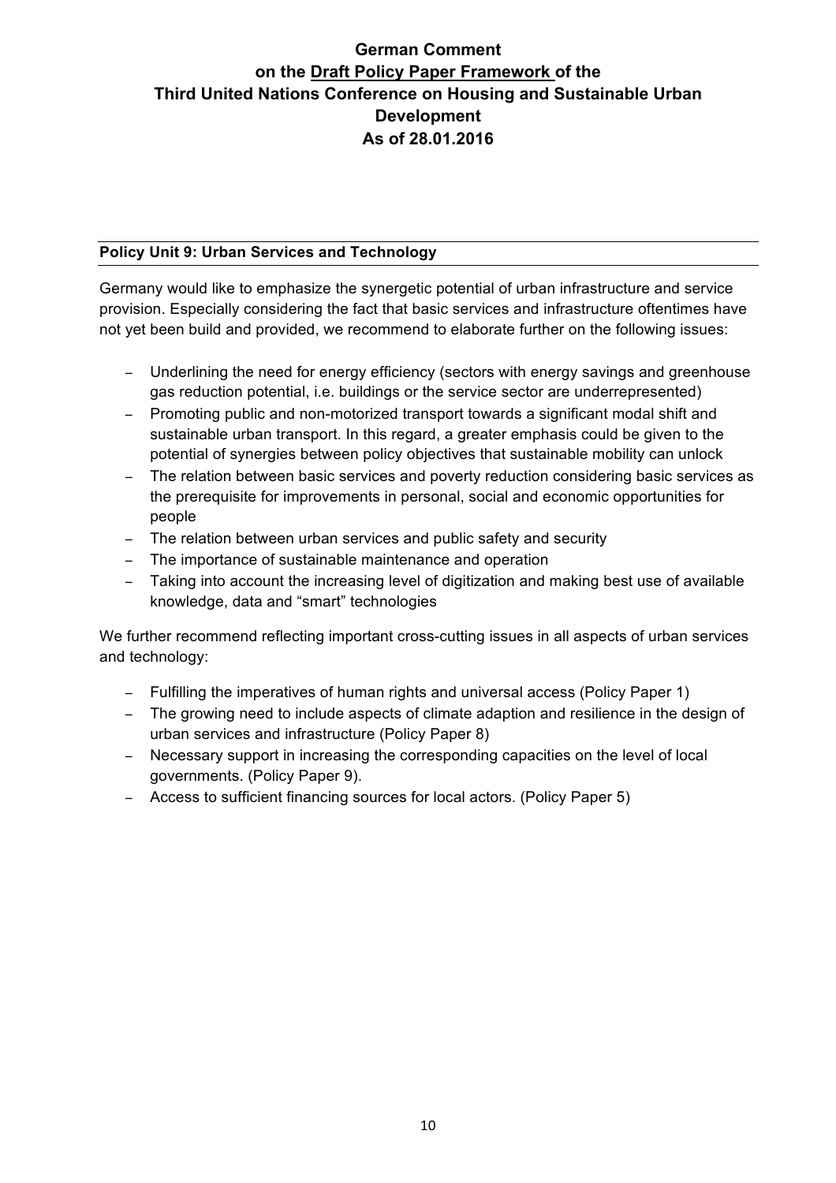# German Comment on the Draft Policy Paper Framework of the Third United Nations Conference on Housing and Sustainable Urban Development As of 28.01.2016

## Policy Unit 9: Urban Services and Technology

Germany would like to emphasize the synergetic potential of urban infrastructure and service provision. Especially considering the fact that basic services and infrastructure oftentimes have not yet been build and provided, we recommend to elaborate further on the following issues:

- Underlining the need for energy efficiency (sectors with energy savings and greenhouse gas reduction potential, i.e. buildings or the service sector are underrepresented)
- Promoting public and non-motorized transport towards a significant modal shift and sustainable urban transport. In this regard, a greater emphasis could be given to the potential of synergies between policy objectives that sustainable mobility can unlock
- The relation between basic services and poverty reduction considering basic services as the prerequisite for improvements in personal, social and economic opportunities for people
- The relation between urban services and public safety and security
- The importance of sustainable maintenance and operation
- Taking into account the increasing level of digitization and making best use of available knowledge, data and "smart" technologies

We further recommend reflecting important cross-cutting issues in all aspects of urban services and technology:

- Fulfilling the imperatives of human rights and universal access (Policy Paper 1)
- The growing need to include aspects of climate adaption and resilience in the design of urban services and infrastructure (Policy Paper 8)
- Necessary support in increasing the corresponding capacities on the level of local governments. (Policy Paper 9).
- Access to sufficient financing sources for local actors. (Policy Paper 5)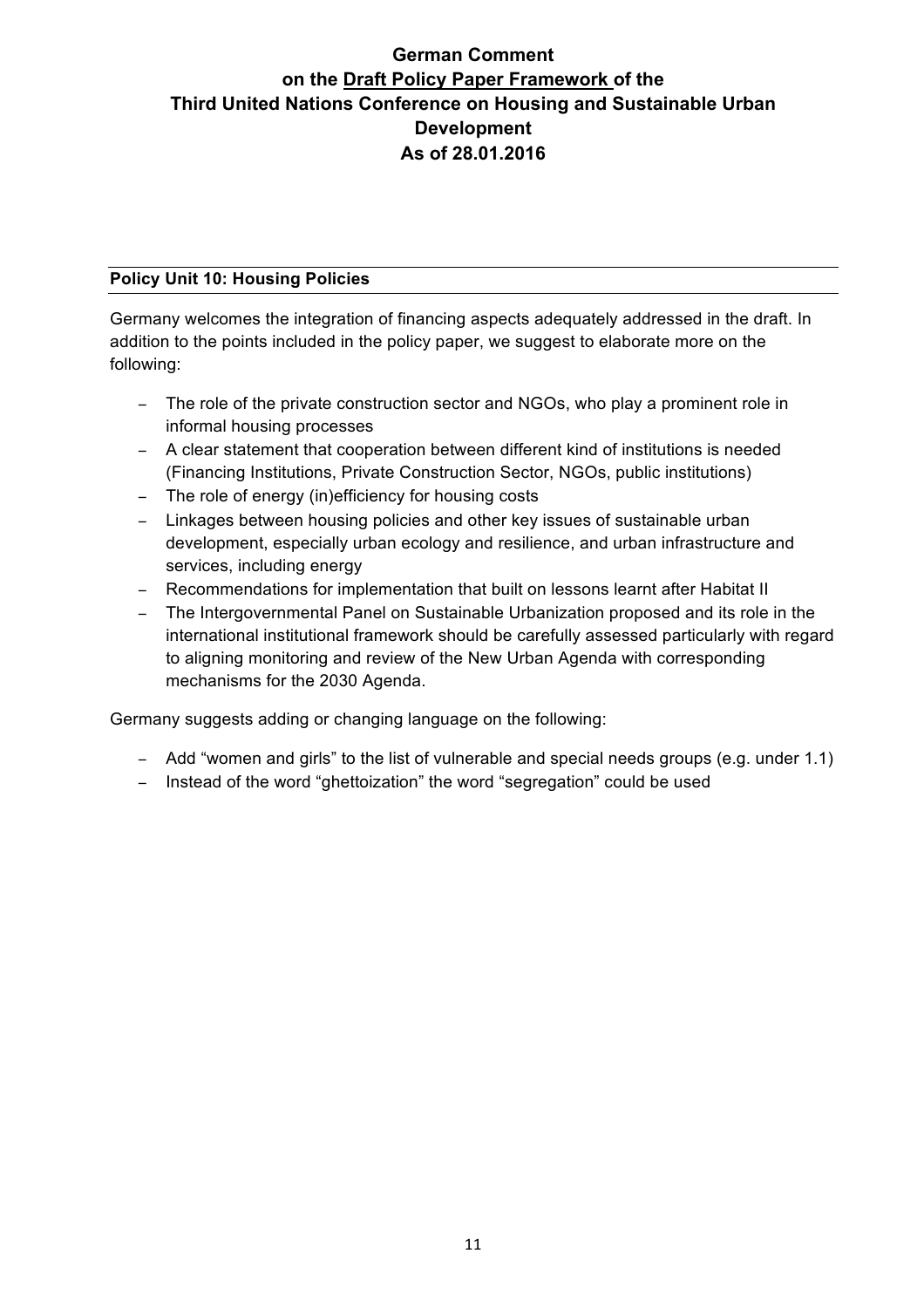# German Comment on the Draft Policy Paper Framework of the Third United Nations Conference on Housing and Sustainable Urban Development As of 28.01.2016

**Policy Unit 10: Housing Policies**

Germany welcomes the integration of financing aspects adequately addressed in the draft. In addition to the points included in the policy paper, we suggest to elaborate more on the following:

- The role of the private construction sector and NGOs, who play a prominent role in informal housing processes
- A clear statement that cooperation between different kind of institutions is needed (Financing Institutions, Private Construction Sector, NGOs, public institutions)
- The role of energy (in)efficiency for housing costs
- Linkages between housing policies and other key issues of sustainable urban development, especially urban ecology and resilience, and urban infrastructure and services, including energy
- Recommendations for implementation that built on lessons learnt after Habitat II
- The Intergovernmental Panel on Sustainable Urbanization proposed and its role in the international institutional framework should be carefully assessed particularly with regard to aligning monitoring and review of the New Urban Agenda with corresponding mechanisms for the 2030 Agenda.

Germany suggests adding or changing language on the following:

- Add "women and girls" to the list of vulnerable and special needs groups (e.g. under 1.1)
- Instead of the word "ghettoization" the word "segregation" could be used